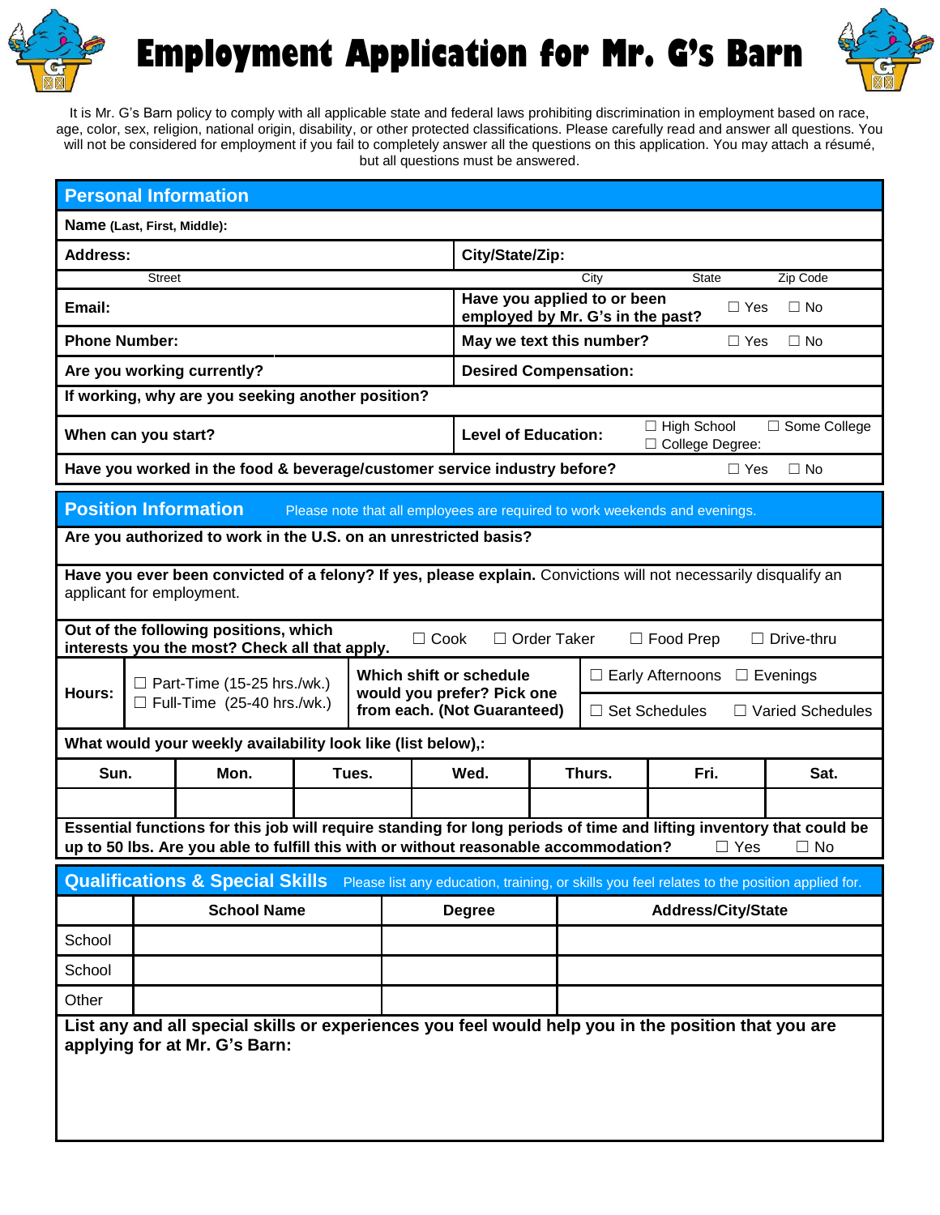# Employment Application for Mr. G's Barn

It is Mr. G's Barn policy to comply with all applicable state and federal laws prohibiting discrimination in employment based on race, age, color, sex, religion, national origin, disability, or other protected classifications. Please carefully read and answer all questions. You will not be considered for employment if you fail to completely answer all the questions on this application. You may attach a résumé, but all questions must be answered.

## Personal Information

**Name** (Last, First, Middle):

| **Address:** | **City/State/Zip:** |
|---|---|
| Street | City / State / Zip Code |
| **Email:** | **Have you applied to or been employed by Mr. G's in the past?** ☐ Yes ☐ No |
| **Phone Number:** | **May we text this number?** ☐ Yes ☐ No |
| **Are you working currently?** | **Desired Compensation:** |

**If working, why are you seeking another position?**

| **When can you start?** | **Level of Education:** ☐ High School ☐ Some College ☐ College Degree: |
|---|---|

**Have you worked in the food & beverage/customer service industry before?** ☐ Yes ☐ No

## Position Information

Please note that all employees are required to work weekends and evenings.

**Are you authorized to work in the U.S. on an unrestricted basis?**

**Have you ever been convicted of a felony? If yes, please explain.** Convictions will not necessarily disqualify an applicant for employment.

**Out of the following positions, which interests you the most? Check all that apply.** ☐ Cook ☐ Order Taker ☐ Food Prep ☐ Drive-thru

| **Hours:** | ☐ Part-Time (15-25 hrs./wk.) ☐ Full-Time (25-40 hrs./wk.) | **Which shift or schedule would you prefer? Pick one from each. (Not Guaranteed)** | ☐ Early Afternoons ☐ Evenings<br>☐ Set Schedules ☐ Varied Schedules |
|---|---|---|---|

**What would your weekly availability look like (list below),:**

| Sun. | Mon. | Tues. | Wed. | Thurs. | Fri. | Sat. |
|---|---|---|---|---|---|---|
| | | | | | | |

**Essential functions for this job will require standing for long periods of time and lifting inventory that could be up to 50 lbs. Are you able to fulfill this with or without reasonable accommodation?** ☐ Yes ☐ No

## Qualifications & Special Skills

Please list any education, training, or skills you feel relates to the position applied for.

| | School Name | Degree | Address/City/State |
|---|---|---|---|
| School | | | |
| School | | | |
| Other | | | |

**List any and all special skills or experiences you feel would help you in the position that you are applying for at Mr. G's Barn:**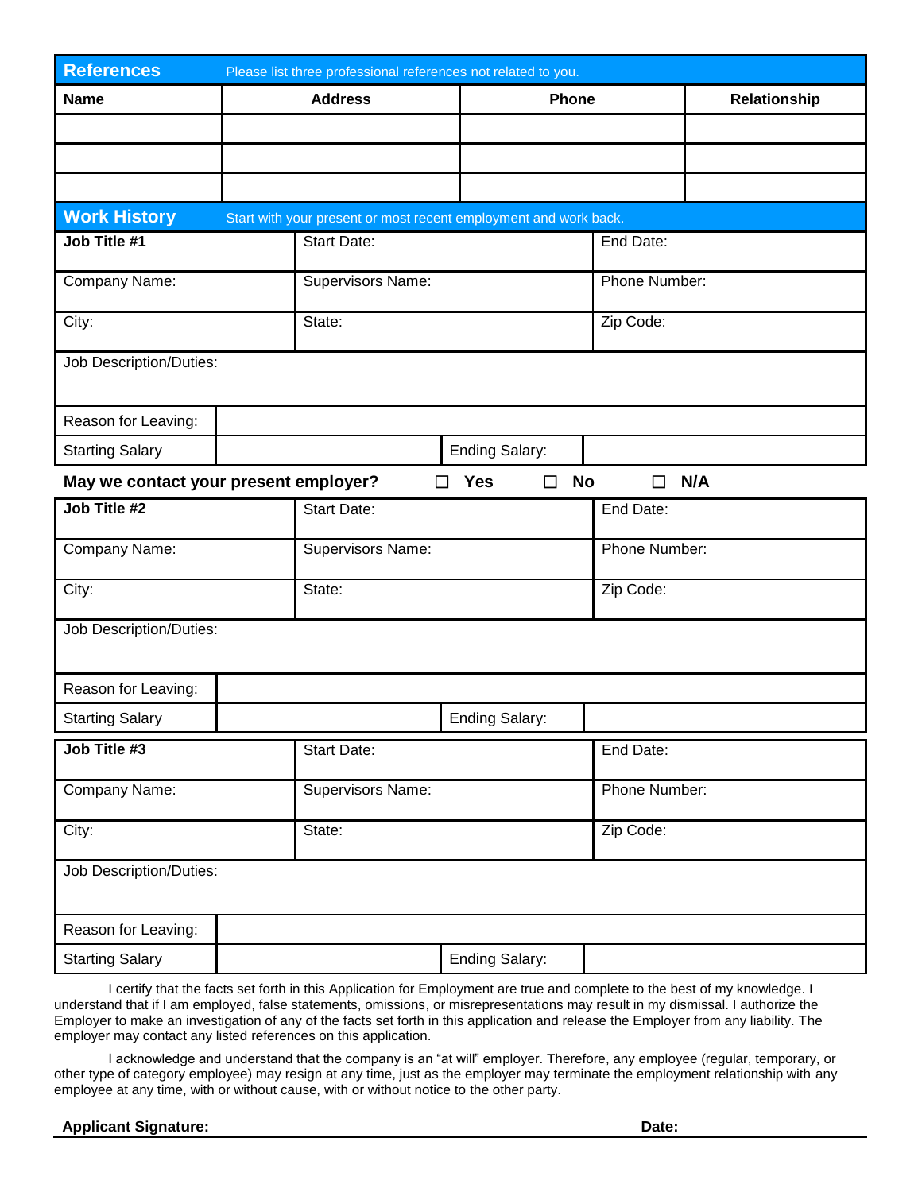## References

Please list three professional references not related to you.

| Name | Address | Phone | Relationship |
| --- | --- | --- | --- |
| | | | |
| | | | |
| | | | |

## Work History

Start with your present or most recent employment and work back.

| | | |
| --- | --- | --- |
| **Job Title #1** | Start Date: | End Date: |
| Company Name: | Supervisors Name: | Phone Number: |
| City: | State: | Zip Code: |
| Job Description/Duties: | | |
| Reason for Leaving: | | |
| Starting Salary | Ending Salary: | |

**May we contact your present employer?** ☐ **Yes** ☐ **No** ☐ **N/A**

| | | |
| --- | --- | --- |
| **Job Title #2** | Start Date: | End Date: |
| Company Name: | Supervisors Name: | Phone Number: |
| City: | State: | Zip Code: |
| Job Description/Duties: | | |
| Reason for Leaving: | | |
| Starting Salary | Ending Salary: | |

| | | |
| --- | --- | --- |
| **Job Title #3** | Start Date: | End Date: |
| Company Name: | Supervisors Name: | Phone Number: |
| City: | State: | Zip Code: |
| Job Description/Duties: | | |
| Reason for Leaving: | | |
| Starting Salary | Ending Salary: | |

I certify that the facts set forth in this Application for Employment are true and complete to the best of my knowledge. I understand that if I am employed, false statements, omissions, or misrepresentations may result in my dismissal. I authorize the Employer to make an investigation of any of the facts set forth in this application and release the Employer from any liability. The employer may contact any listed references on this application.

I acknowledge and understand that the company is an "at will" employer. Therefore, any employee (regular, temporary, or other type of category employee) may resign at any time, just as the employer may terminate the employment relationship with any employee at any time, with or without cause, with or without notice to the other party.

**Applicant Signature:** **Date:**